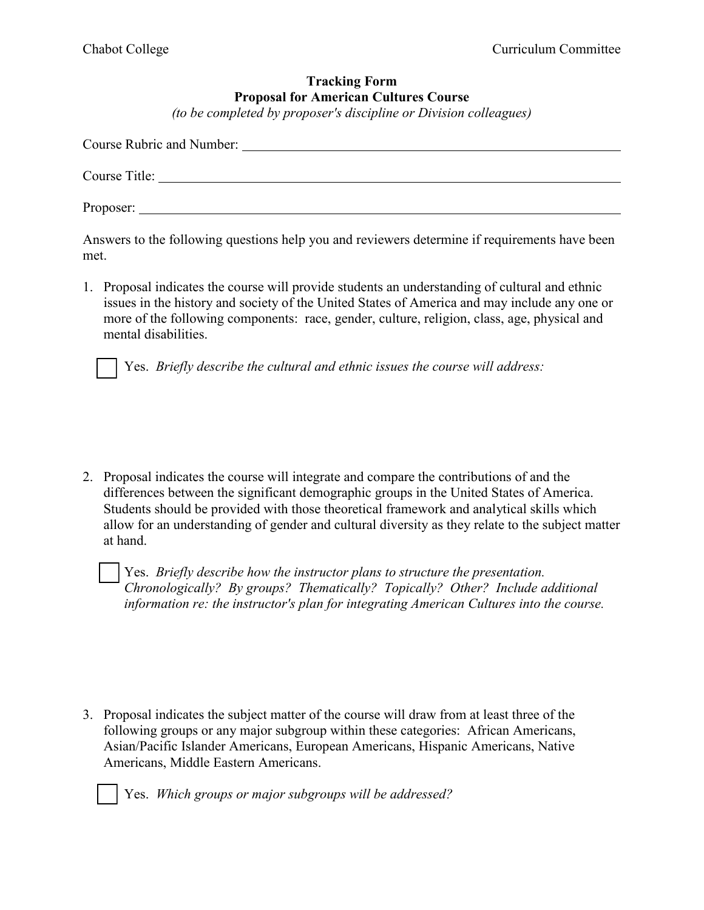Chabot College Curriculum Committee

**Tracking Form**
**Proposal for American Cultures Course**
*(to be completed by proposer's discipline or Division colleagues)*

Course Rubric and Number: ______________________________

Course Title: ______________________________

Proposer: ______________________________

Answers to the following questions help you and reviewers determine if requirements have been met.

1. Proposal indicates the course will provide students an understanding of cultural and ethnic issues in the history and society of the United States of America and may include any one or more of the following components: race, gender, culture, religion, class, age, physical and mental disabilities.

   ☐ Yes. *Briefly describe the cultural and ethnic issues the course will address:*

2. Proposal indicates the course will integrate and compare the contributions of and the differences between the significant demographic groups in the United States of America. Students should be provided with those theoretical framework and analytical skills which allow for an understanding of gender and cultural diversity as they relate to the subject matter at hand.

   ☐ Yes. *Briefly describe how the instructor plans to structure the presentation. Chronologically? By groups? Thematically? Topically? Other? Include additional information re: the instructor's plan for integrating American Cultures into the course.*

3. Proposal indicates the subject matter of the course will draw from at least three of the following groups or any major subgroup within these categories: African Americans, Asian/Pacific Islander Americans, European Americans, Hispanic Americans, Native Americans, Middle Eastern Americans.

   ☐ Yes. *Which groups or major subgroups will be addressed?*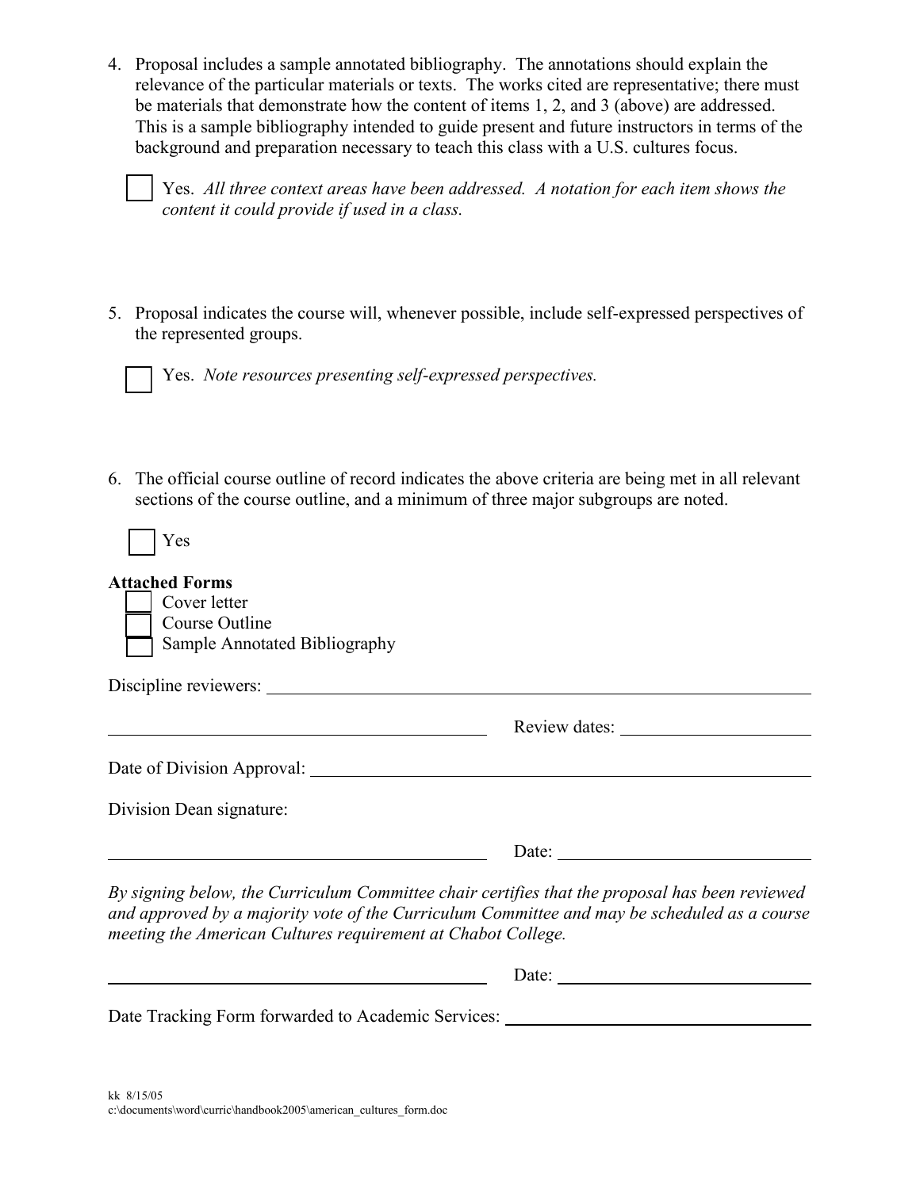4. Proposal includes a sample annotated bibliography. The annotations should explain the relevance of the particular materials or texts. The works cited are representative; there must be materials that demonstrate how the content of items 1, 2, and 3 (above) are addressed. This is a sample bibliography intended to guide present and future instructors in terms of the background and preparation necessary to teach this class with a U.S. cultures focus.

   ☐ Yes. *All three context areas have been addressed. A notation for each item shows the content it could provide if used in a class.*

5. Proposal indicates the course will, whenever possible, include self-expressed perspectives of the represented groups.

   ☐ Yes. *Note resources presenting self-expressed perspectives.*

6. The official course outline of record indicates the above criteria are being met in all relevant sections of the course outline, and a minimum of three major subgroups are noted.

   ☐ Yes

**Attached Forms**

☐ Cover letter
☐ Course Outline
☐ Sample Annotated Bibliography

Discipline reviewers: ______________________________

______________________________ Review dates: ______________

Date of Division Approval: ______________________________

Division Dean signature:

______________________________ Date: ______________

*By signing below, the Curriculum Committee chair certifies that the proposal has been reviewed and approved by a majority vote of the Curriculum Committee and may be scheduled as a course meeting the American Cultures requirement at Chabot College.*

______________________________ Date: ______________

Date Tracking Form forwarded to Academic Services: ______________

kk 8/15/05
c:\documents\word\curric\handbook2005\american_cultures_form.doc